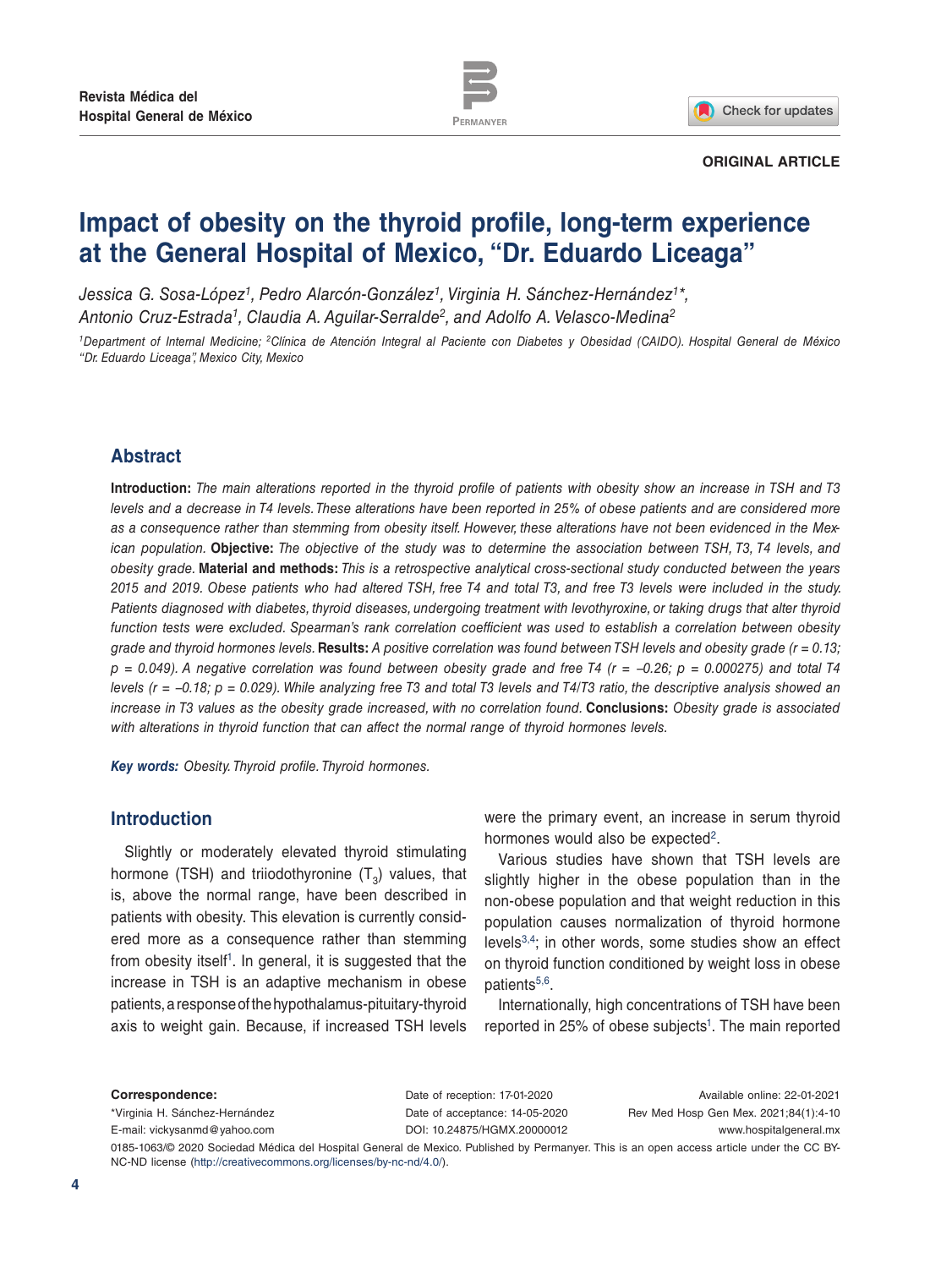ORIGINAL ARTICLE

# Impact of obesity on the thyroid profile, long-term experience at the General Hospital of Mexico, "Dr. Eduardo Liceaga"

*Jessica G. Sosa-López[1], Pedro Alarcón-González[1], Virginia H. Sánchez-Hernández[1]*, Antonio Cruz-Estrada[1], Claudia A. Aguilar-Serralde[2], and Adolfo A. Velasco-Medina[2]*

[1]Department of Internal Medicine; [2]Clínica de Atención Integral al Paciente con Diabetes y Obesidad (CAIDO). Hospital General de México "Dr. Eduardo Liceaga", Mexico City, Mexico

## Abstract

**Introduction:** *The main alterations reported in the thyroid profile of patients with obesity show an increase in TSH and T3 levels and a decrease in T4 levels. These alterations have been reported in 25% of obese patients and are considered more as a consequence rather than stemming from obesity itself. However, these alterations have not been evidenced in the Mexican population.* **Objective:** *The objective of the study was to determine the association between TSH, T3, T4 levels, and obesity grade.* **Material and methods:** *This is a retrospective analytical cross-sectional study conducted between the years 2015 and 2019. Obese patients who had altered TSH, free T4 and total T3, and free T3 levels were included in the study. Patients diagnosed with diabetes, thyroid diseases, undergoing treatment with levothyroxine, or taking drugs that alter thyroid function tests were excluded. Spearman's rank correlation coefficient was used to establish a correlation between obesity grade and thyroid hormones levels.* **Results:** *A positive correlation was found between TSH levels and obesity grade ($r = 0.13$; $p = 0.049$). A negative correlation was found between obesity grade and free T4 ($r = -0.26$; $p = 0.000275$) and total T4 levels ($r = -0.18$; $p = 0.029$). While analyzing free T3 and total T3 levels and T4/T3 ratio, the descriptive analysis showed an increase in T3 values as the obesity grade increased, with no correlation found.* **Conclusions:** *Obesity grade is associated with alterations in thyroid function that can affect the normal range of thyroid hormones levels.*

***Key words:*** *Obesity. Thyroid profile. Thyroid hormones.*

## Introduction

Slightly or moderately elevated thyroid stimulating hormone (TSH) and triiodothyronine ($T_3$) values, that is, above the normal range, have been described in patients with obesity. This elevation is currently considered more as a consequence rather than stemming from obesity itself[1]. In general, it is suggested that the increase in TSH is an adaptive mechanism in obese patients, a response of the hypothalamus-pituitary-thyroid axis to weight gain. Because, if increased TSH levels were the primary event, an increase in serum thyroid hormones would also be expected[2].

Various studies have shown that TSH levels are slightly higher in the obese population than in the non-obese population and that weight reduction in this population causes normalization of thyroid hormone levels[3,4]; in other words, some studies show an effect on thyroid function conditioned by weight loss in obese patients[5,6].

Internationally, high concentrations of TSH have been reported in 25% of obese subjects[1]. The main reported

**Correspondence:**
*Virginia H. Sánchez-Hernández
E-mail: vickysanmd@yahoo.com

Date of reception: 17-01-2020
Date of acceptance: 14-05-2020
DOI: 10.24875/HGMX.20000012

Available online: 22-01-2021
Rev Med Hosp Gen Mex. 2021;84(1):4-10
www.hospitalgeneral.mx

0185-1063/© 2020 Sociedad Médica del Hospital General de Mexico. Published by Permanyer. This is an open access article under the CC BY-NC-ND license (http://creativecommons.org/licenses/by-nc-nd/4.0/).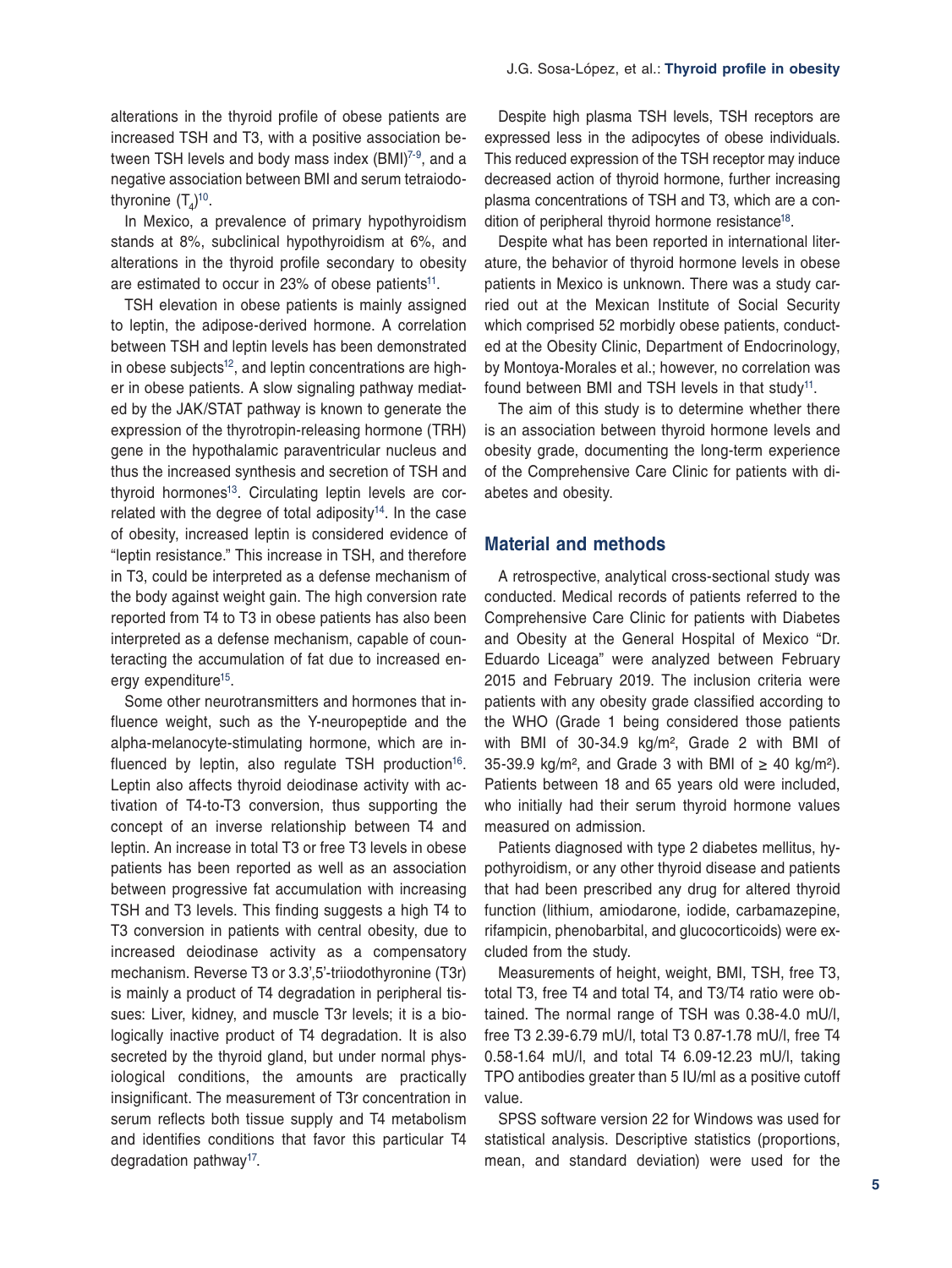alterations in the thyroid profile of obese patients are increased TSH and T3, with a positive association between TSH levels and body mass index (BMI)[7-9], and a negative association between BMI and serum tetraiodothyronine ($T_4$)[10].

In Mexico, a prevalence of primary hypothyroidism stands at 8%, subclinical hypothyroidism at 6%, and alterations in the thyroid profile secondary to obesity are estimated to occur in 23% of obese patients[11].

TSH elevation in obese patients is mainly assigned to leptin, the adipose-derived hormone. A correlation between TSH and leptin levels has been demonstrated in obese subjects[12], and leptin concentrations are higher in obese patients. A slow signaling pathway mediated by the JAK/STAT pathway is known to generate the expression of the thyrotropin-releasing hormone (TRH) gene in the hypothalamic paraventricular nucleus and thus the increased synthesis and secretion of TSH and thyroid hormones[13]. Circulating leptin levels are correlated with the degree of total adiposity[14]. In the case of obesity, increased leptin is considered evidence of "leptin resistance." This increase in TSH, and therefore in T3, could be interpreted as a defense mechanism of the body against weight gain. The high conversion rate reported from T4 to T3 in obese patients has also been interpreted as a defense mechanism, capable of counteracting the accumulation of fat due to increased energy expenditure[15].

Some other neurotransmitters and hormones that influence weight, such as the Y-neuropeptide and the alpha-melanocyte-stimulating hormone, which are influenced by leptin, also regulate TSH production[16]. Leptin also affects thyroid deiodinase activity with activation of T4-to-T3 conversion, thus supporting the concept of an inverse relationship between T4 and leptin. An increase in total T3 or free T3 levels in obese patients has been reported as well as an association between progressive fat accumulation with increasing TSH and T3 levels. This finding suggests a high T4 to T3 conversion in patients with central obesity, due to increased deiodinase activity as a compensatory mechanism. Reverse T3 or 3.3',5'-triiodothyronine (T3r) is mainly a product of T4 degradation in peripheral tissues: Liver, kidney, and muscle T3r levels; it is a biologically inactive product of T4 degradation. It is also secreted by the thyroid gland, but under normal physiological conditions, the amounts are practically insignificant. The measurement of T3r concentration in serum reflects both tissue supply and T4 metabolism and identifies conditions that favor this particular T4 degradation pathway[17].

Despite high plasma TSH levels, TSH receptors are expressed less in the adipocytes of obese individuals. This reduced expression of the TSH receptor may induce decreased action of thyroid hormone, further increasing plasma concentrations of TSH and T3, which are a condition of peripheral thyroid hormone resistance[18].

Despite what has been reported in international literature, the behavior of thyroid hormone levels in obese patients in Mexico is unknown. There was a study carried out at the Mexican Institute of Social Security which comprised 52 morbidly obese patients, conducted at the Obesity Clinic, Department of Endocrinology, by Montoya-Morales et al.; however, no correlation was found between BMI and TSH levels in that study[11].

The aim of this study is to determine whether there is an association between thyroid hormone levels and obesity grade, documenting the long-term experience of the Comprehensive Care Clinic for patients with diabetes and obesity.

## Material and methods

A retrospective, analytical cross-sectional study was conducted. Medical records of patients referred to the Comprehensive Care Clinic for patients with Diabetes and Obesity at the General Hospital of Mexico "Dr. Eduardo Liceaga" were analyzed between February 2015 and February 2019. The inclusion criteria were patients with any obesity grade classified according to the WHO (Grade 1 being considered those patients with BMI of 30-34.9 kg/m², Grade 2 with BMI of 35-39.9 kg/m², and Grade 3 with BMI of ≥ 40 kg/m²). Patients between 18 and 65 years old were included, who initially had their serum thyroid hormone values measured on admission.

Patients diagnosed with type 2 diabetes mellitus, hypothyroidism, or any other thyroid disease and patients that had been prescribed any drug for altered thyroid function (lithium, amiodarone, iodide, carbamazepine, rifampicin, phenobarbital, and glucocorticoids) were excluded from the study.

Measurements of height, weight, BMI, TSH, free T3, total T3, free T4 and total T4, and T3/T4 ratio were obtained. The normal range of TSH was 0.38-4.0 mU/l, free T3 2.39-6.79 mU/l, total T3 0.87-1.78 mU/l, free T4 0.58-1.64 mU/l, and total T4 6.09-12.23 mU/l, taking TPO antibodies greater than 5 IU/ml as a positive cutoff value.

SPSS software version 22 for Windows was used for statistical analysis. Descriptive statistics (proportions, mean, and standard deviation) were used for the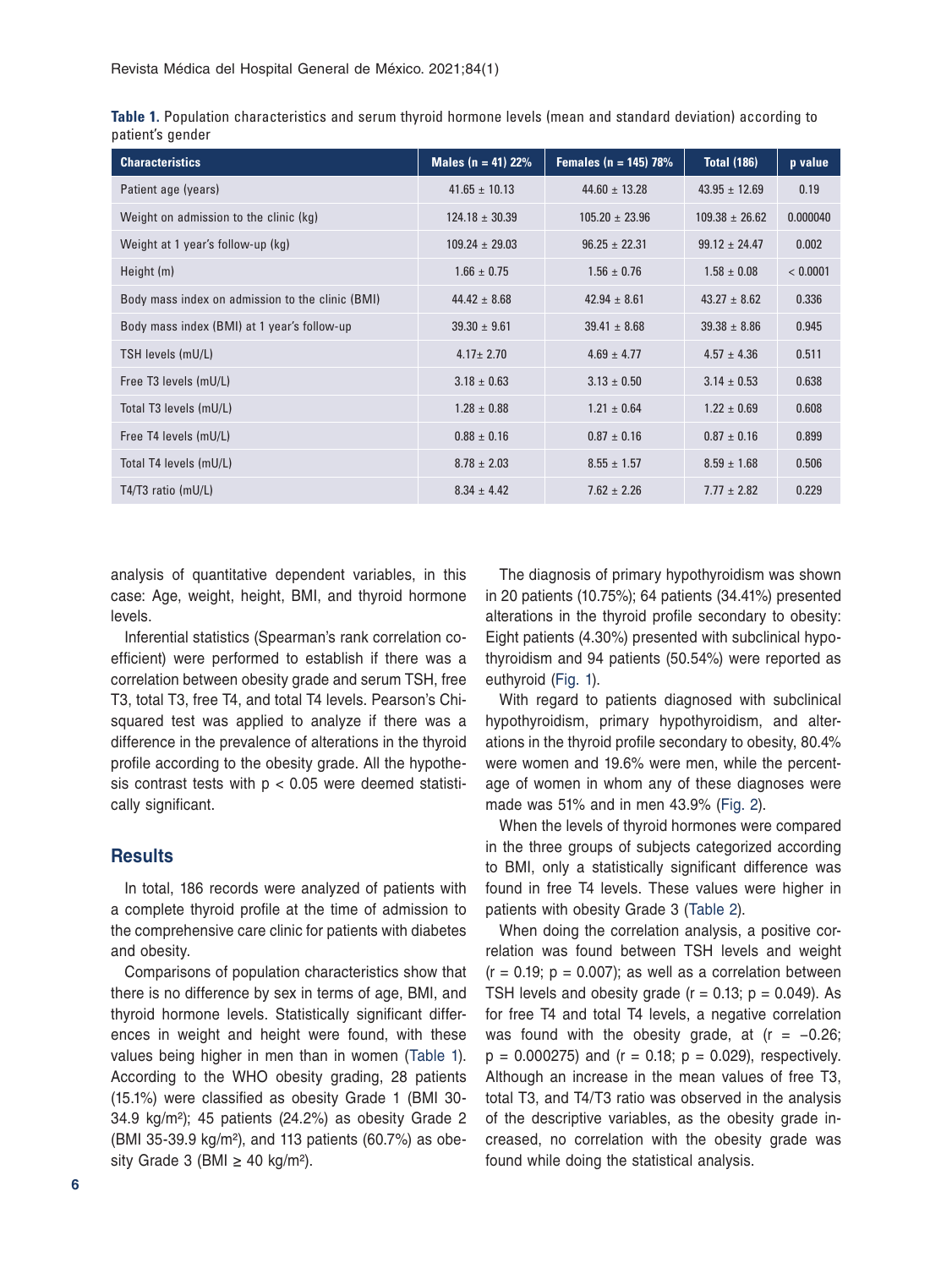**Table 1.** Population characteristics and serum thyroid hormone levels (mean and standard deviation) according to patient's gender

| Characteristics | Males (n = 41) 22% | Females (n = 145) 78% | Total (186) | p value |
|---|---|---|---|---|
| Patient age (years) | 41.65 ± 10.13 | 44.60 ± 13.28 | 43.95 ± 12.69 | 0.19 |
| Weight on admission to the clinic (kg) | 124.18 ± 30.39 | 105.20 ± 23.96 | 109.38 ± 26.62 | 0.000040 |
| Weight at 1 year's follow-up (kg) | 109.24 ± 29.03 | 96.25 ± 22.31 | 99.12 ± 24.47 | 0.002 |
| Height (m) | 1.66 ± 0.75 | 1.56 ± 0.76 | 1.58 ± 0.08 | < 0.0001 |
| Body mass index on admission to the clinic (BMI) | 44.42 ± 8.68 | 42.94 ± 8.61 | 43.27 ± 8.62 | 0.336 |
| Body mass index (BMI) at 1 year's follow-up | 39.30 ± 9.61 | 39.41 ± 8.68 | 39.38 ± 8.86 | 0.945 |
| TSH levels (mU/L) | 4.17± 2.70 | 4.69 ± 4.77 | 4.57 ± 4.36 | 0.511 |
| Free T3 levels (mU/L) | 3.18 ± 0.63 | 3.13 ± 0.50 | 3.14 ± 0.53 | 0.638 |
| Total T3 levels (mU/L) | 1.28 ± 0.88 | 1.21 ± 0.64 | 1.22 ± 0.69 | 0.608 |
| Free T4 levels (mU/L) | 0.88 ± 0.16 | 0.87 ± 0.16 | 0.87 ± 0.16 | 0.899 |
| Total T4 levels (mU/L) | 8.78 ± 2.03 | 8.55 ± 1.57 | 8.59 ± 1.68 | 0.506 |
| T4/T3 ratio (mU/L) | 8.34 ± 4.42 | 7.62 ± 2.26 | 7.77 ± 2.82 | 0.229 |

analysis of quantitative dependent variables, in this case: Age, weight, height, BMI, and thyroid hormone levels.

Inferential statistics (Spearman's rank correlation coefficient) were performed to establish if there was a correlation between obesity grade and serum TSH, free T3, total T3, free T4, and total T4 levels. Pearson's Chi-squared test was applied to analyze if there was a difference in the prevalence of alterations in the thyroid profile according to the obesity grade. All the hypothesis contrast tests with $p < 0.05$ were deemed statistically significant.

## Results

In total, 186 records were analyzed of patients with a complete thyroid profile at the time of admission to the comprehensive care clinic for patients with diabetes and obesity.

Comparisons of population characteristics show that there is no difference by sex in terms of age, BMI, and thyroid hormone levels. Statistically significant differences in weight and height were found, with these values being higher in men than in women (Table 1). According to the WHO obesity grading, 28 patients (15.1%) were classified as obesity Grade 1 (BMI 30-34.9 kg/m²); 45 patients (24.2%) as obesity Grade 2 (BMI 35-39.9 kg/m²), and 113 patients (60.7%) as obesity Grade 3 (BMI ≥ 40 kg/m²).

The diagnosis of primary hypothyroidism was shown in 20 patients (10.75%); 64 patients (34.41%) presented alterations in the thyroid profile secondary to obesity: Eight patients (4.30%) presented with subclinical hypothyroidism and 94 patients (50.54%) were reported as euthyroid (Fig. 1).

With regard to patients diagnosed with subclinical hypothyroidism, primary hypothyroidism, and alterations in the thyroid profile secondary to obesity, 80.4% were women and 19.6% were men, while the percentage of women in whom any of these diagnoses were made was 51% and in men 43.9% (Fig. 2).

When the levels of thyroid hormones were compared in the three groups of subjects categorized according to BMI, only a statistically significant difference was found in free T4 levels. These values were higher in patients with obesity Grade 3 (Table 2).

When doing the correlation analysis, a positive correlation was found between TSH levels and weight ($r = 0.19$; $p = 0.007$); as well as a correlation between TSH levels and obesity grade ($r = 0.13$; $p = 0.049$). As for free T4 and total T4 levels, a negative correlation was found with the obesity grade, at ($r = -0.26$; $p = 0.000275$) and ($r = 0.18$; $p = 0.029$), respectively. Although an increase in the mean values of free T3, total T3, and T4/T3 ratio was observed in the analysis of the descriptive variables, as the obesity grade increased, no correlation with the obesity grade was found while doing the statistical analysis.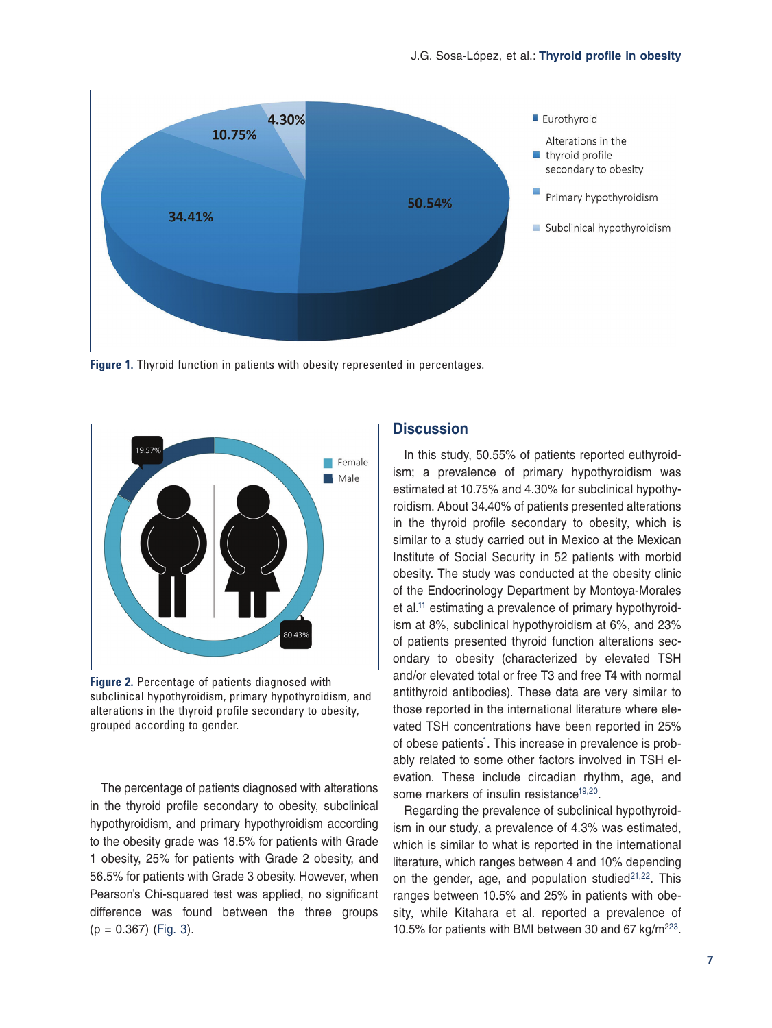Figure 1. Thyroid function in patients with obesity represented in percentages.

Figure 2. Percentage of patients diagnosed with subclinical hypothyroidism, primary hypothyroidism, and alterations in the thyroid profile secondary to obesity, grouped according to gender.

The percentage of patients diagnosed with alterations in the thyroid profile secondary to obesity, subclinical hypothyroidism, and primary hypothyroidism according to the obesity grade was 18.5% for patients with Grade 1 obesity, 25% for patients with Grade 2 obesity, and 56.5% for patients with Grade 3 obesity. However, when Pearson's Chi-squared test was applied, no significant difference was found between the three groups ($p = 0.367$) (Fig. 3).

## Discussion

In this study, 50.55% of patients reported euthyroidism; a prevalence of primary hypothyroidism was estimated at 10.75% and 4.30% for subclinical hypothyroidism. About 34.40% of patients presented alterations in the thyroid profile secondary to obesity, which is similar to a study carried out in Mexico at the Mexican Institute of Social Security in 52 patients with morbid obesity. The study was conducted at the obesity clinic of the Endocrinology Department by Montoya-Morales et al.[11] estimating a prevalence of primary hypothyroidism at 8%, subclinical hypothyroidism at 6%, and 23% of patients presented thyroid function alterations secondary to obesity (characterized by elevated TSH and/or elevated total or free T3 and free T4 with normal antithyroid antibodies). These data are very similar to those reported in the international literature where elevated TSH concentrations have been reported in 25% of obese patients[1]. This increase in prevalence is probably related to some other factors involved in TSH elevation. These include circadian rhythm, age, and some markers of insulin resistance[19,20].

Regarding the prevalence of subclinical hypothyroidism in our study, a prevalence of 4.3% was estimated, which is similar to what is reported in the international literature, which ranges between 4 and 10% depending on the gender, age, and population studied[21,22]. This ranges between 10.5% and 25% in patients with obesity, while Kitahara et al. reported a prevalence of 10.5% for patients with BMI between 30 and 67 kg/m$^2$[23].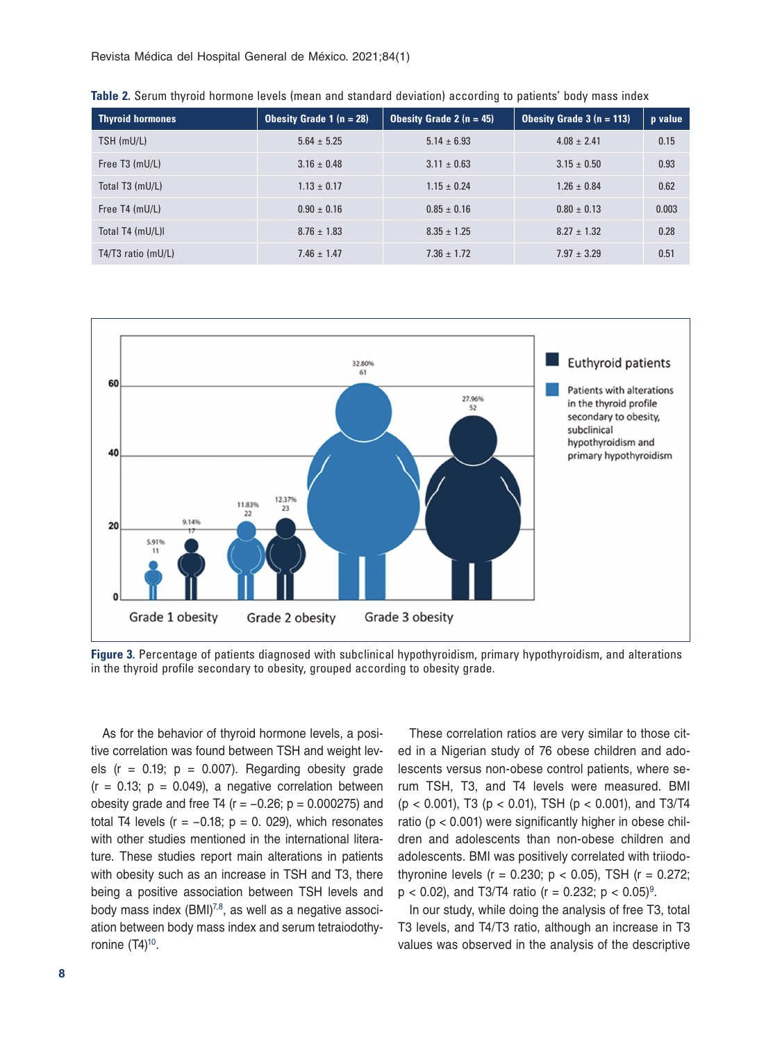**Table 2.** Serum thyroid hormone levels (mean and standard deviation) according to patients' body mass index

| Thyroid hormones | Obesity Grade 1 (n = 28) | Obesity Grade 2 (n = 45) | Obesity Grade 3 (n = 113) | p value |
|---|---|---|---|---|
| TSH (mU/L) | 5.64 ± 5.25 | 5.14 ± 6.93 | 4.08 ± 2.41 | 0.15 |
| Free T3 (mU/L) | 3.16 ± 0.48 | 3.11 ± 0.63 | 3.15 ± 0.50 | 0.93 |
| Total T3 (mU/L) | 1.13 ± 0.17 | 1.15 ± 0.24 | 1.26 ± 0.84 | 0.62 |
| Free T4 (mU/L) | 0.90 ± 0.16 | 0.85 ± 0.16 | 0.80 ± 0.13 | 0.003 |
| Total T4 (mU/L)l | 8.76 ± 1.83 | 8.35 ± 1.25 | 8.27 ± 1.32 | 0.28 |
| T4/T3 ratio (mU/L) | 7.46 ± 1.47 | 7.36 ± 1.72 | 7.97 ± 3.29 | 0.51 |

**Figure 3.** Percentage of patients diagnosed with subclinical hypothyroidism, primary hypothyroidism, and alterations in the thyroid profile secondary to obesity, grouped according to obesity grade.

As for the behavior of thyroid hormone levels, a positive correlation was found between TSH and weight levels ($r = 0.19$; $p = 0.007$). Regarding obesity grade ($r = 0.13$; $p = 0.049$), a negative correlation between obesity grade and free T4 ($r = -0.26$; $p = 0.000275$) and total T4 levels ($r = -0.18$; $p = 0.029$), which resonates with other studies mentioned in the international literature. These studies report main alterations in patients with obesity such as an increase in TSH and T3, there being a positive association between TSH levels and body mass index (BMI)[7,8], as well as a negative association between body mass index and serum tetraiodothyronine (T4)[10].

These correlation ratios are very similar to those cited in a Nigerian study of 76 obese children and adolescents versus non-obese control patients, where serum TSH, T3, and T4 levels were measured. BMI ($p < 0.001$), T3 ($p < 0.01$), TSH ($p < 0.001$), and T3/T4 ratio ($p < 0.001$) were significantly higher in obese children and adolescents than non-obese children and adolescents. BMI was positively correlated with triiodothyronine levels ($r = 0.230$; $p < 0.05$), TSH ($r = 0.272$; $p < 0.02$), and T3/T4 ratio ($r = 0.232$; $p < 0.05$)[9].

In our study, while doing the analysis of free T3, total T3 levels, and T4/T3 ratio, although an increase in T3 values was observed in the analysis of the descriptive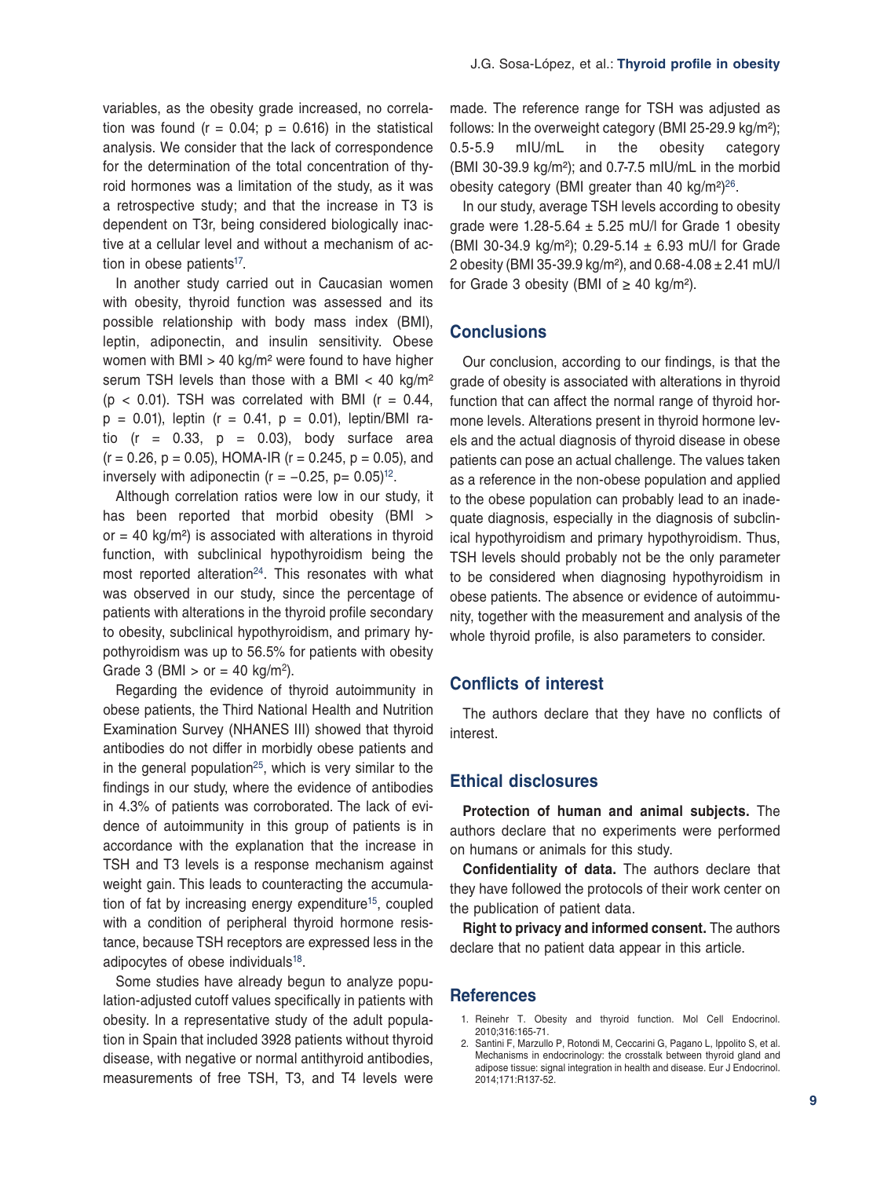variables, as the obesity grade increased, no correlation was found ($r = 0.04$; $p = 0.616$) in the statistical analysis. We consider that the lack of correspondence for the determination of the total concentration of thyroid hormones was a limitation of the study, as it was a retrospective study; and that the increase in T3 is dependent on T3r, being considered biologically inactive at a cellular level and without a mechanism of action in obese patients[17].

In another study carried out in Caucasian women with obesity, thyroid function was assessed and its possible relationship with body mass index (BMI), leptin, adiponectin, and insulin sensitivity. Obese women with BMI > 40 kg/m² were found to have higher serum TSH levels than those with a BMI < 40 kg/m² ($p < 0.01$). TSH was correlated with BMI ($r = 0.44$, $p = 0.01$), leptin ($r = 0.41$, $p = 0.01$), leptin/BMI ratio ($r = 0.33$, $p = 0.03$), body surface area ($r = 0.26$, $p = 0.05$), HOMA-IR ($r = 0.245$, $p = 0.05$), and inversely with adiponectin ($r = -0.25$, $p = 0.05$)[12].

Although correlation ratios were low in our study, it has been reported that morbid obesity (BMI > or = 40 kg/m²) is associated with alterations in thyroid function, with subclinical hypothyroidism being the most reported alteration[24]. This resonates with what was observed in our study, since the percentage of patients with alterations in the thyroid profile secondary to obesity, subclinical hypothyroidism, and primary hypothyroidism was up to 56.5% for patients with obesity Grade 3 (BMI > or = 40 kg/m²).

Regarding the evidence of thyroid autoimmunity in obese patients, the Third National Health and Nutrition Examination Survey (NHANES III) showed that thyroid antibodies do not differ in morbidly obese patients and in the general population[25], which is very similar to the findings in our study, where the evidence of antibodies in 4.3% of patients was corroborated. The lack of evidence of autoimmunity in this group of patients is in accordance with the explanation that the increase in TSH and T3 levels is a response mechanism against weight gain. This leads to counteracting the accumulation of fat by increasing energy expenditure[15], coupled with a condition of peripheral thyroid hormone resistance, because TSH receptors are expressed less in the adipocytes of obese individuals[18].

Some studies have already begun to analyze population-adjusted cutoff values specifically in patients with obesity. In a representative study of the adult population in Spain that included 3928 patients without thyroid disease, with negative or normal antithyroid antibodies, measurements of free TSH, T3, and T4 levels were made. The reference range for TSH was adjusted as follows: In the overweight category (BMI 25-29.9 kg/m²); 0.5-5.9 mIU/mL in the obesity category (BMI 30-39.9 kg/m²); and 0.7-7.5 mIU/mL in the morbid obesity category (BMI greater than 40 kg/m²)[26].

In our study, average TSH levels according to obesity grade were 1.28-5.64 ± 5.25 mU/l for Grade 1 obesity (BMI 30-34.9 kg/m²); 0.29-5.14 ± 6.93 mU/l for Grade 2 obesity (BMI 35-39.9 kg/m²), and 0.68-4.08 ± 2.41 mU/l for Grade 3 obesity (BMI of ≥ 40 kg/m²).

## Conclusions

Our conclusion, according to our findings, is that the grade of obesity is associated with alterations in thyroid function that can affect the normal range of thyroid hormone levels. Alterations present in thyroid hormone levels and the actual diagnosis of thyroid disease in obese patients can pose an actual challenge. The values taken as a reference in the non-obese population and applied to the obese population can probably lead to an inadequate diagnosis, especially in the diagnosis of subclinical hypothyroidism and primary hypothyroidism. Thus, TSH levels should probably not be the only parameter to be considered when diagnosing hypothyroidism in obese patients. The absence or evidence of autoimmunity, together with the measurement and analysis of the whole thyroid profile, is also parameters to consider.

## Conflicts of interest

The authors declare that they have no conflicts of interest.

## Ethical disclosures

**Protection of human and animal subjects.** The authors declare that no experiments were performed on humans or animals for this study.

**Confidentiality of data.** The authors declare that they have followed the protocols of their work center on the publication of patient data.

**Right to privacy and informed consent.** The authors declare that no patient data appear in this article.

## References

1. Reinehr T. Obesity and thyroid function. Mol Cell Endocrinol. 2010;316:165-71.
2. Santini F, Marzullo P, Rotondi M, Ceccarini G, Pagano L, Ippolito S, et al. Mechanisms in endocrinology: the crosstalk between thyroid gland and adipose tissue: signal integration in health and disease. Eur J Endocrinol. 2014;171:R137-52.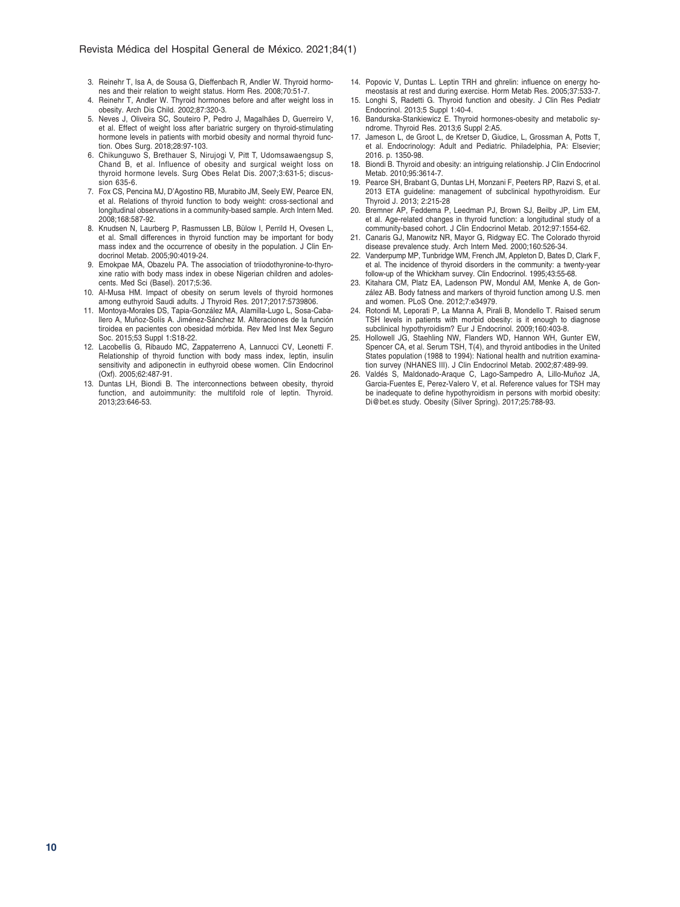3. Reinehr T, Isa A, de Sousa G, Dieffenbach R, Andler W. Thyroid hormones and their relation to weight status. Horm Res. 2008;70:51-7.
4. Reinehr T, Andler W. Thyroid hormones before and after weight loss in obesity. Arch Dis Child. 2002;87:320-3.
5. Neves J, Oliveira SC, Souteiro P, Pedro J, Magalhães D, Guerreiro V, et al. Effect of weight loss after bariatric surgery on thyroid-stimulating hormone levels in patients with morbid obesity and normal thyroid function. Obes Surg. 2018;28:97-103.
6. Chikunguwo S, Brethauer S, Nirujogi V, Pitt T, Udomsawaengsup S, Chand B, et al. Influence of obesity and surgical weight loss on thyroid hormone levels. Surg Obes Relat Dis. 2007;3:631-5; discussion 635-6.
7. Fox CS, Pencina MJ, D'Agostino RB, Murabito JM, Seely EW, Pearce EN, et al. Relations of thyroid function to body weight: cross-sectional and longitudinal observations in a community-based sample. Arch Intern Med. 2008;168:587-92.
8. Knudsen N, Laurberg P, Rasmussen LB, Bülow I, Perrild H, Ovesen L, et al. Small differences in thyroid function may be important for body mass index and the occurrence of obesity in the population. J Clin Endocrinol Metab. 2005;90:4019-24.
9. Emokpae MA, Obazelu PA. The association of triiodothyronine-to-thyroxine ratio with body mass index in obese Nigerian children and adolescents. Med Sci (Basel). 2017;5:36.
10. Al-Musa HM. Impact of obesity on serum levels of thyroid hormones among euthyroid Saudi adults. J Thyroid Res. 2017;2017:5739806.
11. Montoya-Morales DS, Tapia-González MA, Alamilla-Lugo L, Sosa-Caballero A, Muñoz-Solís A. Jiménez-Sánchez M. Alteraciones de la función tiroidea en pacientes con obesidad mórbida. Rev Med Inst Mex Seguro Soc. 2015;53 Suppl 1:S18-22.
12. Lacobellis G, Ribaudo MC, Zappaterreno A, Lannucci CV, Leonetti F. Relationship of thyroid function with body mass index, leptin, insulin sensitivity and adiponectin in euthyroid obese women. Clin Endocrinol (Oxf). 2005;62:487-91.
13. Duntas LH, Biondi B. The interconnections between obesity, thyroid function, and autoimmunity: the multifold role of leptin. Thyroid. 2013;23:646-53.
14. Popovic V, Duntas L. Leptin TRH and ghrelin: influence on energy homeostasis at rest and during exercise. Horm Metab Res. 2005;37:533-7.
15. Longhi S, Radetti G. Thyroid function and obesity. J Clin Res Pediatr Endocrinol. 2013;5 Suppl 1:40-4.
16. Bandurska-Stankiewicz E. Thyroid hormones-obesity and metabolic syndrome. Thyroid Res. 2013;6 Suppl 2:A5.
17. Jameson L, de Groot L, de Kretser D, Giudice, L, Grossman A, Potts T, et al. Endocrinology: Adult and Pediatric. Philadelphia, PA: Elsevier; 2016. p. 1350-98.
18. Biondi B. Thyroid and obesity: an intriguing relationship. J Clin Endocrinol Metab. 2010;95:3614-7.
19. Pearce SH, Brabant G, Duntas LH, Monzani F, Peeters RP, Razvi S, et al. 2013 ETA guideline: management of subclinical hypothyroidism. Eur Thyroid J. 2013; 2:215-28
20. Bremner AP, Feddema P, Leedman PJ, Brown SJ, Beilby JP, Lim EM, et al. Age-related changes in thyroid function: a longitudinal study of a community-based cohort. J Clin Endocrinol Metab. 2012;97:1554-62.
21. Canaris GJ, Manowitz NR, Mayor G, Ridgway EC. The Colorado thyroid disease prevalence study. Arch Intern Med. 2000;160:526-34.
22. Vanderpump MP, Tunbridge WM, French JM, Appleton D, Bates D, Clark F, et al. The incidence of thyroid disorders in the community: a twenty-year follow-up of the Whickham survey. Clin Endocrinol. 1995;43:55-68.
23. Kitahara CM, Platz EA, Ladenson PW, Mondul AM, Menke A, de González AB. Body fatness and markers of thyroid function among U.S. men and women. PLoS One. 2012;7:e34979.
24. Rotondi M, Leporati P, La Manna A, Pirali B, Mondello T. Raised serum TSH levels in patients with morbid obesity: is it enough to diagnose subclinical hypothyroidism? Eur J Endocrinol. 2009;160:403-8.
25. Hollowell JG, Staehling NW, Flanders WD, Hannon WH, Gunter EW, Spencer CA, et al. Serum TSH, T(4), and thyroid antibodies in the United States population (1988 to 1994): National health and nutrition examination survey (NHANES III). J Clin Endocrinol Metab. 2002;87:489-99.
26. Valdés S, Maldonado-Araque C, Lago-Sampedro A, Lillo-Muñoz JA, Garcia-Fuentes E, Perez-Valero V, et al. Reference values for TSH may be inadequate to define hypothyroidism in persons with morbid obesity: Di@bet.es study. Obesity (Silver Spring). 2017;25:788-93.